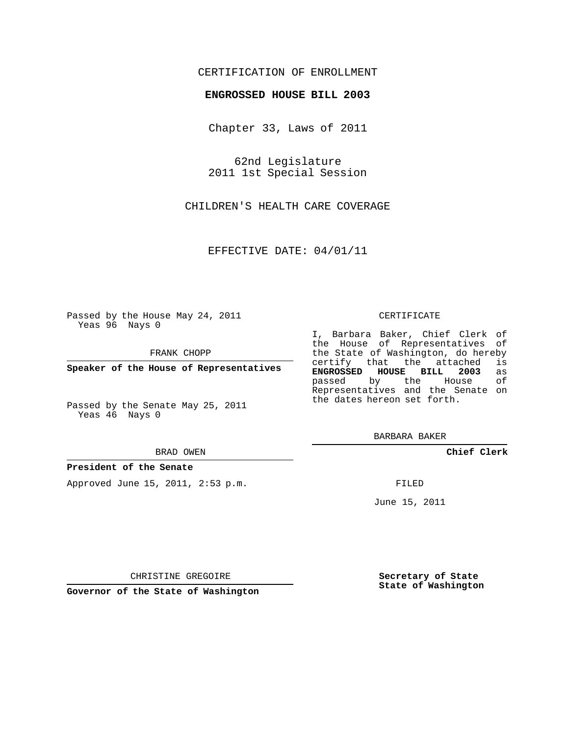CERTIFICATION OF ENROLLMENT

**ENGROSSED HOUSE BILL 2003**

Chapter 33, Laws of 2011

62nd Legislature
2011 1st Special Session

CHILDREN'S HEALTH CARE COVERAGE

EFFECTIVE DATE: 04/01/11

Passed by the House May 24, 2011
Yeas 96 Nays 0

FRANK CHOPP

**Speaker of the House of Representatives**

Passed by the Senate May 25, 2011
Yeas 46 Nays 0

BRAD OWEN

**President of the Senate**

Approved June 15, 2011, 2:53 p.m.

CHRISTINE GREGOIRE

**Governor of the State of Washington**

CERTIFICATE

I, Barbara Baker, Chief Clerk of the House of Representatives of the State of Washington, do hereby certify that the attached is **ENGROSSED HOUSE BILL 2003** as passed by the House of Representatives and the Senate on the dates hereon set forth.

BARBARA BAKER

**Chief Clerk**

FILED

June 15, 2011

**Secretary of State**
**State of Washington**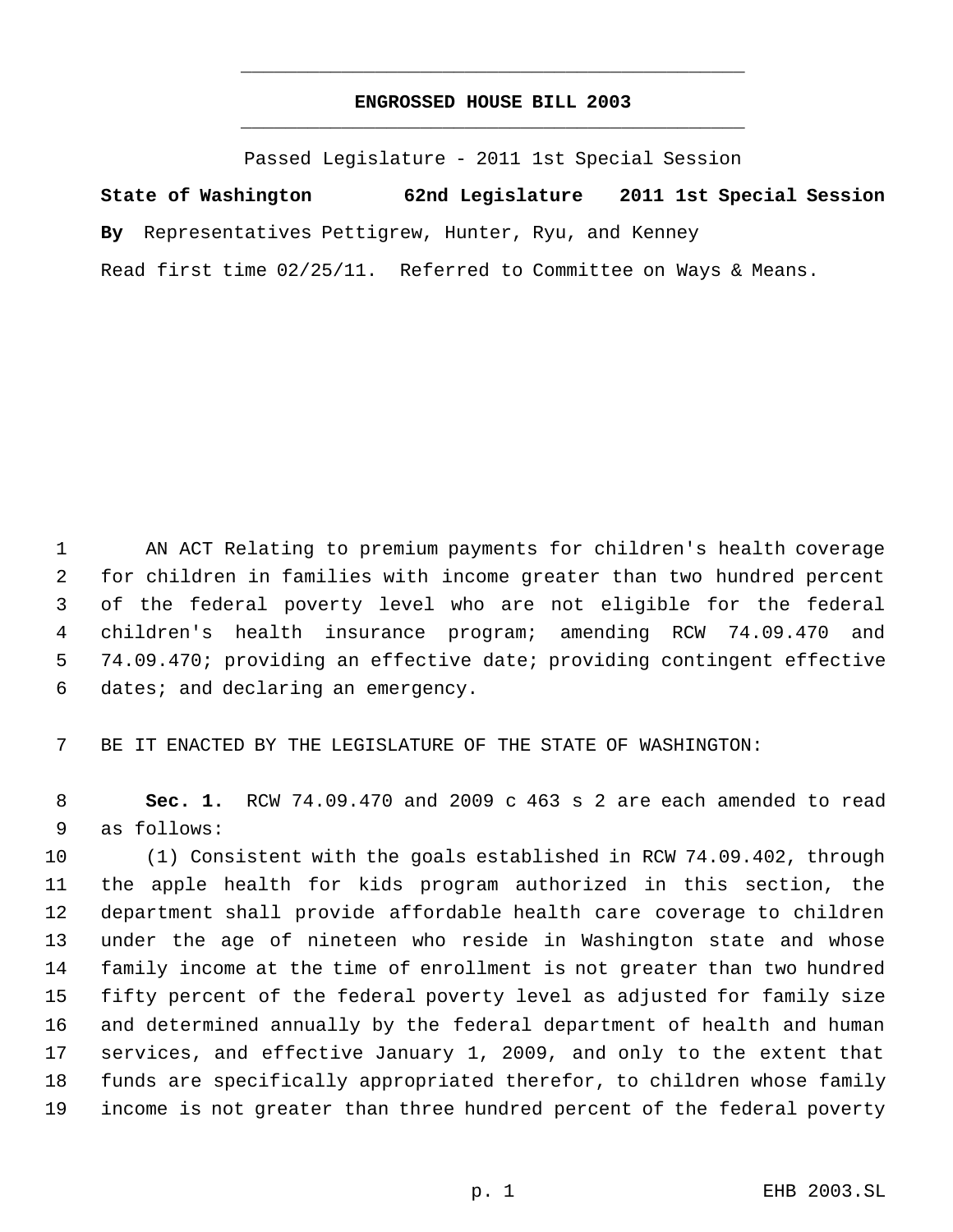# ENGROSSED HOUSE BILL 2003

Passed Legislature - 2011 1st Special Session

**State of Washington 62nd Legislature 2011 1st Special Session**

**By** Representatives Pettigrew, Hunter, Ryu, and Kenney

Read first time 02/25/11. Referred to Committee on Ways & Means.

AN ACT Relating to premium payments for children's health coverage for children in families with income greater than two hundred percent of the federal poverty level who are not eligible for the federal children's health insurance program; amending RCW 74.09.470 and 74.09.470; providing an effective date; providing contingent effective dates; and declaring an emergency.

BE IT ENACTED BY THE LEGISLATURE OF THE STATE OF WASHINGTON:

**Sec. 1.** RCW 74.09.470 and 2009 c 463 s 2 are each amended to read as follows:

(1) Consistent with the goals established in RCW 74.09.402, through the apple health for kids program authorized in this section, the department shall provide affordable health care coverage to children under the age of nineteen who reside in Washington state and whose family income at the time of enrollment is not greater than two hundred fifty percent of the federal poverty level as adjusted for family size and determined annually by the federal department of health and human services, and effective January 1, 2009, and only to the extent that funds are specifically appropriated therefor, to children whose family income is not greater than three hundred percent of the federal poverty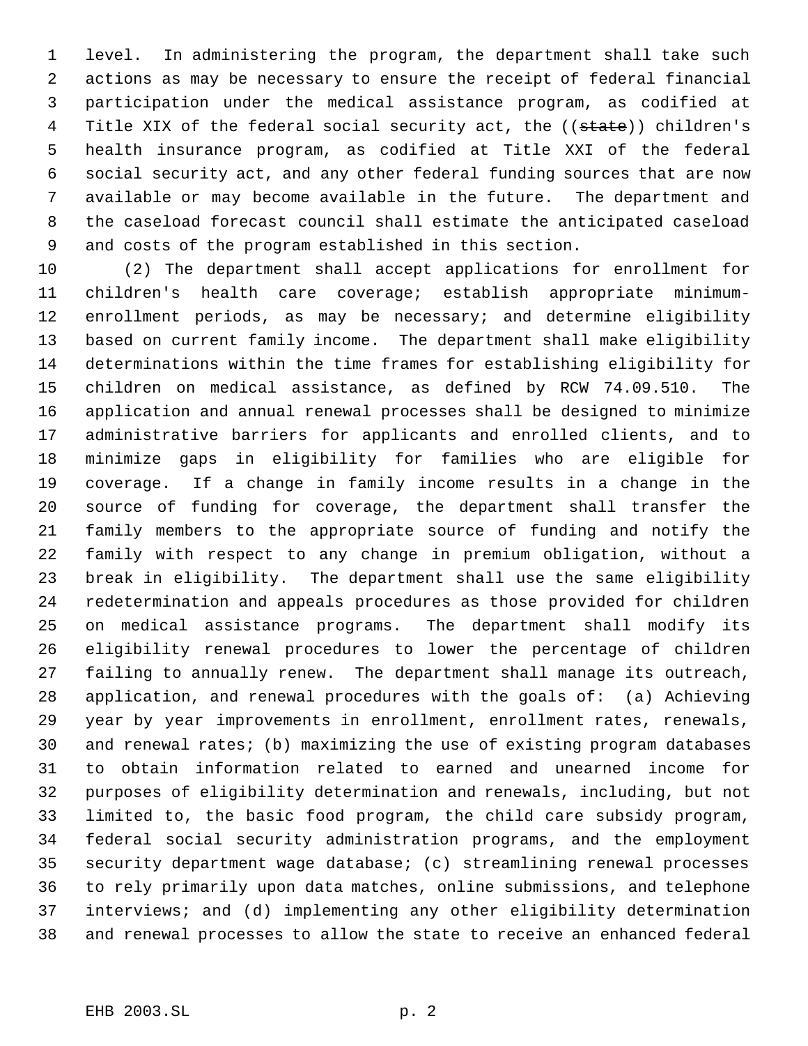level. In administering the program, the department shall take such actions as may be necessary to ensure the receipt of federal financial participation under the medical assistance program, as codified at Title XIX of the federal social security act, the ((~~state~~)) children's health insurance program, as codified at Title XXI of the federal social security act, and any other federal funding sources that are now available or may become available in the future. The department and the caseload forecast council shall estimate the anticipated caseload and costs of the program established in this section.

(2) The department shall accept applications for enrollment for children's health care coverage; establish appropriate minimum-enrollment periods, as may be necessary; and determine eligibility based on current family income. The department shall make eligibility determinations within the time frames for establishing eligibility for children on medical assistance, as defined by RCW 74.09.510. The application and annual renewal processes shall be designed to minimize administrative barriers for applicants and enrolled clients, and to minimize gaps in eligibility for families who are eligible for coverage. If a change in family income results in a change in the source of funding for coverage, the department shall transfer the family members to the appropriate source of funding and notify the family with respect to any change in premium obligation, without a break in eligibility. The department shall use the same eligibility redetermination and appeals procedures as those provided for children on medical assistance programs. The department shall modify its eligibility renewal procedures to lower the percentage of children failing to annually renew. The department shall manage its outreach, application, and renewal procedures with the goals of: (a) Achieving year by year improvements in enrollment, enrollment rates, renewals, and renewal rates; (b) maximizing the use of existing program databases to obtain information related to earned and unearned income for purposes of eligibility determination and renewals, including, but not limited to, the basic food program, the child care subsidy program, federal social security administration programs, and the employment security department wage database; (c) streamlining renewal processes to rely primarily upon data matches, online submissions, and telephone interviews; and (d) implementing any other eligibility determination and renewal processes to allow the state to receive an enhanced federal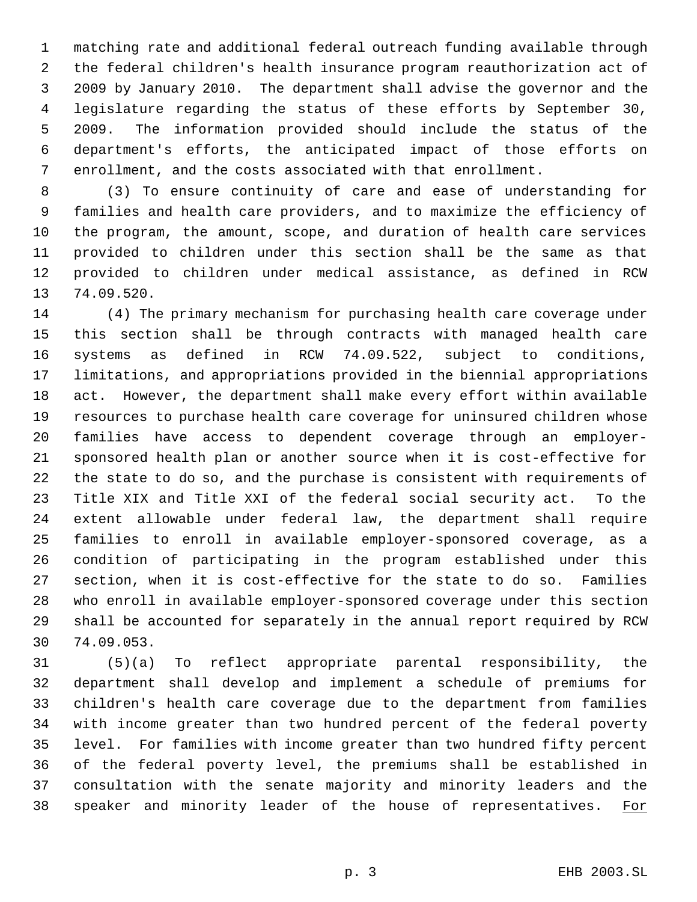matching rate and additional federal outreach funding available through the federal children's health insurance program reauthorization act of 2009 by January 2010. The department shall advise the governor and the legislature regarding the status of these efforts by September 30, 2009. The information provided should include the status of the department's efforts, the anticipated impact of those efforts on enrollment, and the costs associated with that enrollment.

(3) To ensure continuity of care and ease of understanding for families and health care providers, and to maximize the efficiency of the program, the amount, scope, and duration of health care services provided to children under this section shall be the same as that provided to children under medical assistance, as defined in RCW 74.09.520.

(4) The primary mechanism for purchasing health care coverage under this section shall be through contracts with managed health care systems as defined in RCW 74.09.522, subject to conditions, limitations, and appropriations provided in the biennial appropriations act. However, the department shall make every effort within available resources to purchase health care coverage for uninsured children whose families have access to dependent coverage through an employer-sponsored health plan or another source when it is cost-effective for the state to do so, and the purchase is consistent with requirements of Title XIX and Title XXI of the federal social security act. To the extent allowable under federal law, the department shall require families to enroll in available employer-sponsored coverage, as a condition of participating in the program established under this section, when it is cost-effective for the state to do so. Families who enroll in available employer-sponsored coverage under this section shall be accounted for separately in the annual report required by RCW 74.09.053.

(5)(a) To reflect appropriate parental responsibility, the department shall develop and implement a schedule of premiums for children's health care coverage due to the department from families with income greater than two hundred percent of the federal poverty level. For families with income greater than two hundred fifty percent of the federal poverty level, the premiums shall be established in consultation with the senate majority and minority leaders and the speaker and minority leader of the house of representatives. For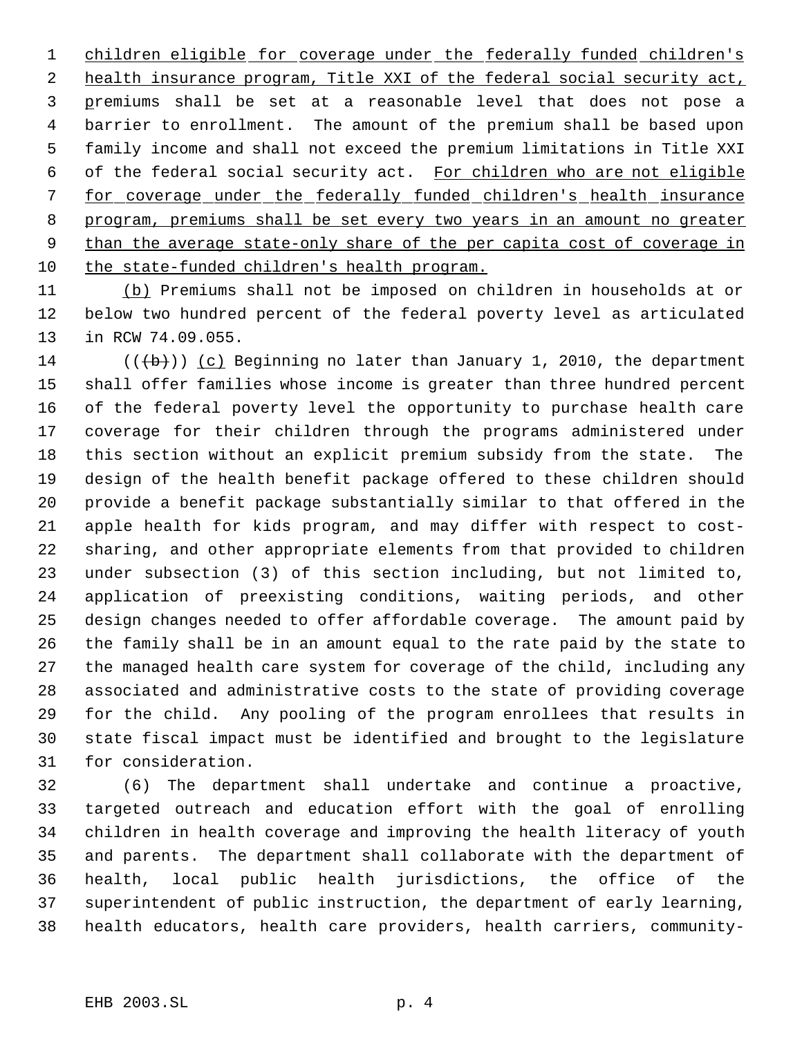children eligible for coverage under the federally funded children's health insurance program, Title XXI of the federal social security act, premiums shall be set at a reasonable level that does not pose a barrier to enrollment. The amount of the premium shall be based upon family income and shall not exceed the premium limitations in Title XXI of the federal social security act. For children who are not eligible for coverage under the federally funded children's health insurance program, premiums shall be set every two years in an amount no greater than the average state-only share of the per capita cost of coverage in the state-funded children's health program.

(b) Premiums shall not be imposed on children in households at or below two hundred percent of the federal poverty level as articulated in RCW 74.09.055.

(((b))) (c) Beginning no later than January 1, 2010, the department shall offer families whose income is greater than three hundred percent of the federal poverty level the opportunity to purchase health care coverage for their children through the programs administered under this section without an explicit premium subsidy from the state. The design of the health benefit package offered to these children should provide a benefit package substantially similar to that offered in the apple health for kids program, and may differ with respect to cost-sharing, and other appropriate elements from that provided to children under subsection (3) of this section including, but not limited to, application of preexisting conditions, waiting periods, and other design changes needed to offer affordable coverage. The amount paid by the family shall be in an amount equal to the rate paid by the state to the managed health care system for coverage of the child, including any associated and administrative costs to the state of providing coverage for the child. Any pooling of the program enrollees that results in state fiscal impact must be identified and brought to the legislature for consideration.

(6) The department shall undertake and continue a proactive, targeted outreach and education effort with the goal of enrolling children in health coverage and improving the health literacy of youth and parents. The department shall collaborate with the department of health, local public health jurisdictions, the office of the superintendent of public instruction, the department of early learning, health educators, health care providers, health carriers, community-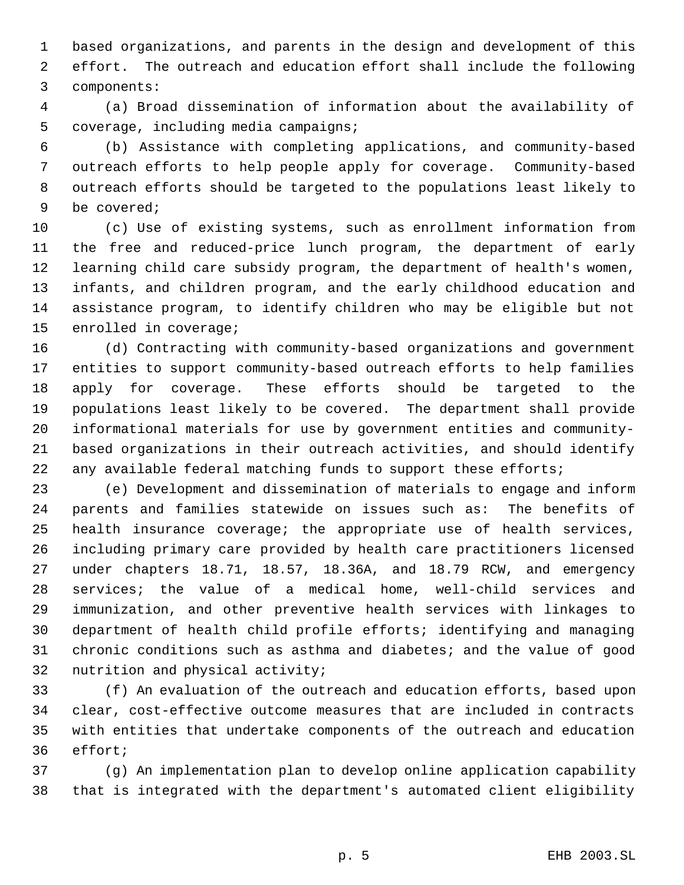based organizations, and parents in the design and development of this effort. The outreach and education effort shall include the following components:

(a) Broad dissemination of information about the availability of coverage, including media campaigns;

(b) Assistance with completing applications, and community-based outreach efforts to help people apply for coverage. Community-based outreach efforts should be targeted to the populations least likely to be covered;

(c) Use of existing systems, such as enrollment information from the free and reduced-price lunch program, the department of early learning child care subsidy program, the department of health's women, infants, and children program, and the early childhood education and assistance program, to identify children who may be eligible but not enrolled in coverage;

(d) Contracting with community-based organizations and government entities to support community-based outreach efforts to help families apply for coverage. These efforts should be targeted to the populations least likely to be covered. The department shall provide informational materials for use by government entities and community-based organizations in their outreach activities, and should identify any available federal matching funds to support these efforts;

(e) Development and dissemination of materials to engage and inform parents and families statewide on issues such as: The benefits of health insurance coverage; the appropriate use of health services, including primary care provided by health care practitioners licensed under chapters 18.71, 18.57, 18.36A, and 18.79 RCW, and emergency services; the value of a medical home, well-child services and immunization, and other preventive health services with linkages to department of health child profile efforts; identifying and managing chronic conditions such as asthma and diabetes; and the value of good nutrition and physical activity;

(f) An evaluation of the outreach and education efforts, based upon clear, cost-effective outcome measures that are included in contracts with entities that undertake components of the outreach and education effort;

(g) An implementation plan to develop online application capability that is integrated with the department's automated client eligibility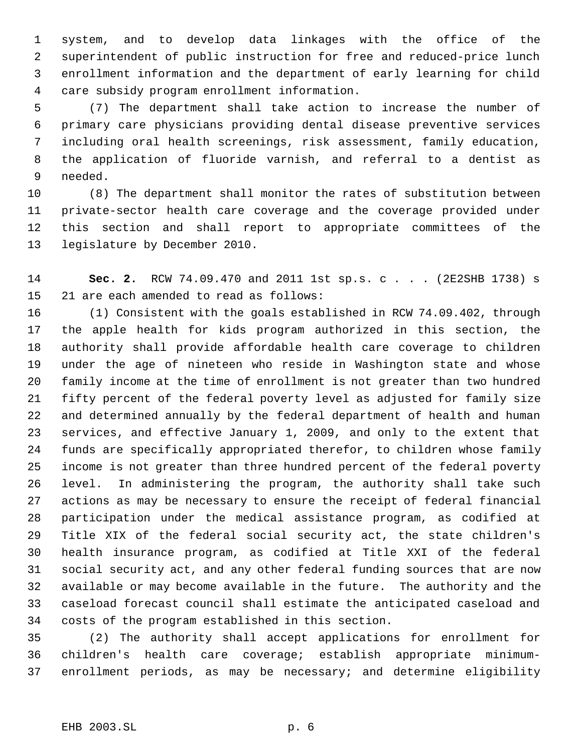system, and to develop data linkages with the office of the superintendent of public instruction for free and reduced-price lunch enrollment information and the department of early learning for child care subsidy program enrollment information.

(7) The department shall take action to increase the number of primary care physicians providing dental disease preventive services including oral health screenings, risk assessment, family education, the application of fluoride varnish, and referral to a dentist as needed.

(8) The department shall monitor the rates of substitution between private-sector health care coverage and the coverage provided under this section and shall report to appropriate committees of the legislature by December 2010.

**Sec. 2.** RCW 74.09.470 and 2011 1st sp.s. c . . . (2E2SHB 1738) s 21 are each amended to read as follows:

(1) Consistent with the goals established in RCW 74.09.402, through the apple health for kids program authorized in this section, the authority shall provide affordable health care coverage to children under the age of nineteen who reside in Washington state and whose family income at the time of enrollment is not greater than two hundred fifty percent of the federal poverty level as adjusted for family size and determined annually by the federal department of health and human services, and effective January 1, 2009, and only to the extent that funds are specifically appropriated therefor, to children whose family income is not greater than three hundred percent of the federal poverty level. In administering the program, the authority shall take such actions as may be necessary to ensure the receipt of federal financial participation under the medical assistance program, as codified at Title XIX of the federal social security act, the state children's health insurance program, as codified at Title XXI of the federal social security act, and any other federal funding sources that are now available or may become available in the future. The authority and the caseload forecast council shall estimate the anticipated caseload and costs of the program established in this section.

(2) The authority shall accept applications for enrollment for children's health care coverage; establish appropriate minimum-enrollment periods, as may be necessary; and determine eligibility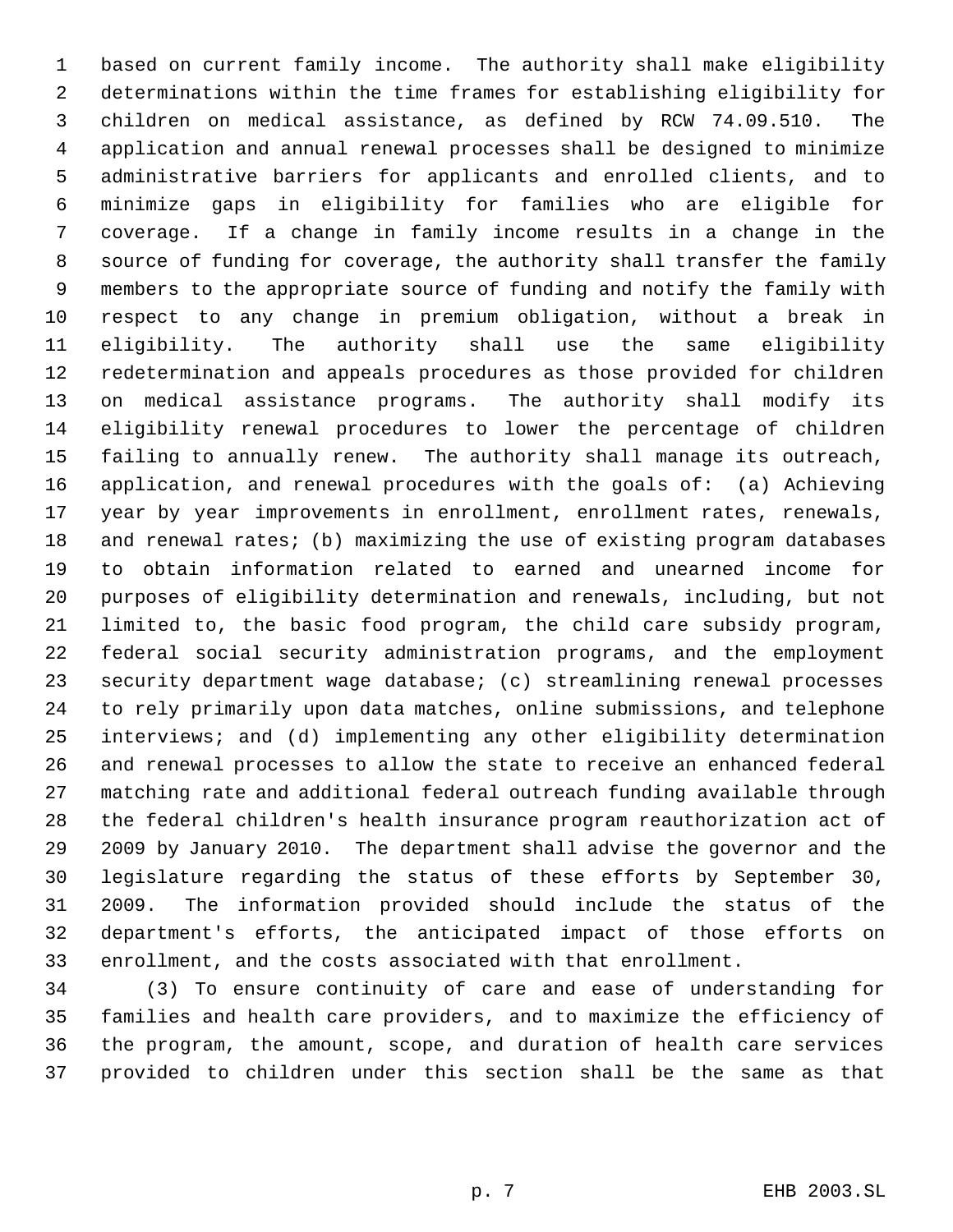based on current family income. The authority shall make eligibility determinations within the time frames for establishing eligibility for children on medical assistance, as defined by RCW 74.09.510. The application and annual renewal processes shall be designed to minimize administrative barriers for applicants and enrolled clients, and to minimize gaps in eligibility for families who are eligible for coverage. If a change in family income results in a change in the source of funding for coverage, the authority shall transfer the family members to the appropriate source of funding and notify the family with respect to any change in premium obligation, without a break in eligibility. The authority shall use the same eligibility redetermination and appeals procedures as those provided for children on medical assistance programs. The authority shall modify its eligibility renewal procedures to lower the percentage of children failing to annually renew. The authority shall manage its outreach, application, and renewal procedures with the goals of: (a) Achieving year by year improvements in enrollment, enrollment rates, renewals, and renewal rates; (b) maximizing the use of existing program databases to obtain information related to earned and unearned income for purposes of eligibility determination and renewals, including, but not limited to, the basic food program, the child care subsidy program, federal social security administration programs, and the employment security department wage database; (c) streamlining renewal processes to rely primarily upon data matches, online submissions, and telephone interviews; and (d) implementing any other eligibility determination and renewal processes to allow the state to receive an enhanced federal matching rate and additional federal outreach funding available through the federal children's health insurance program reauthorization act of 2009 by January 2010. The department shall advise the governor and the legislature regarding the status of these efforts by September 30, 2009. The information provided should include the status of the department's efforts, the anticipated impact of those efforts on enrollment, and the costs associated with that enrollment.

(3) To ensure continuity of care and ease of understanding for families and health care providers, and to maximize the efficiency of the program, the amount, scope, and duration of health care services provided to children under this section shall be the same as that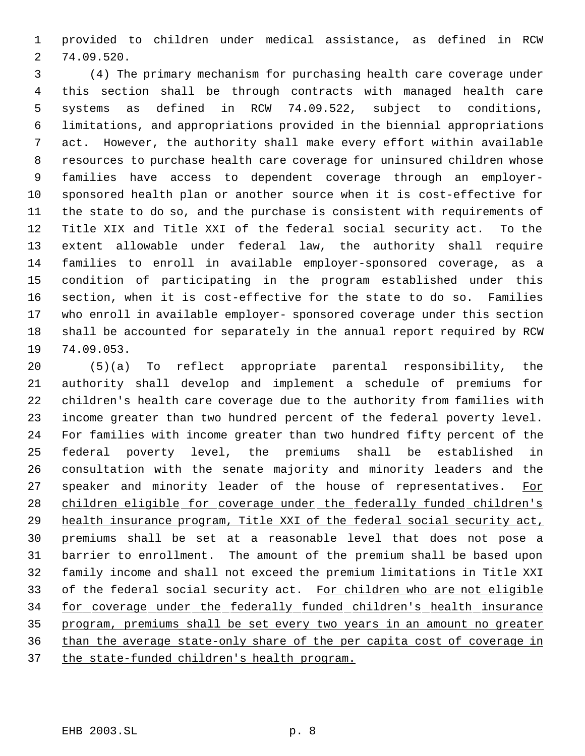provided to children under medical assistance, as defined in RCW 74.09.520.

(4) The primary mechanism for purchasing health care coverage under this section shall be through contracts with managed health care systems as defined in RCW 74.09.522, subject to conditions, limitations, and appropriations provided in the biennial appropriations act. However, the authority shall make every effort within available resources to purchase health care coverage for uninsured children whose families have access to dependent coverage through an employer-sponsored health plan or another source when it is cost-effective for the state to do so, and the purchase is consistent with requirements of Title XIX and Title XXI of the federal social security act. To the extent allowable under federal law, the authority shall require families to enroll in available employer-sponsored coverage, as a condition of participating in the program established under this section, when it is cost-effective for the state to do so. Families who enroll in available employer- sponsored coverage under this section shall be accounted for separately in the annual report required by RCW 74.09.053.

(5)(a) To reflect appropriate parental responsibility, the authority shall develop and implement a schedule of premiums for children's health care coverage due to the authority from families with income greater than two hundred percent of the federal poverty level. For families with income greater than two hundred fifty percent of the federal poverty level, the premiums shall be established in consultation with the senate majority and minority leaders and the speaker and minority leader of the house of representatives. <u>For children eligible for coverage under the federally funded children's health insurance program, Title XXI of the federal social security act, p</u>remiums shall be set at a reasonable level that does not pose a barrier to enrollment. The amount of the premium shall be based upon family income and shall not exceed the premium limitations in Title XXI of the federal social security act. <u>For children who are not eligible for coverage under the federally funded children's health insurance program, premiums shall be set every two years in an amount no greater than the average state-only share of the per capita cost of coverage in the state-funded children's health program.</u>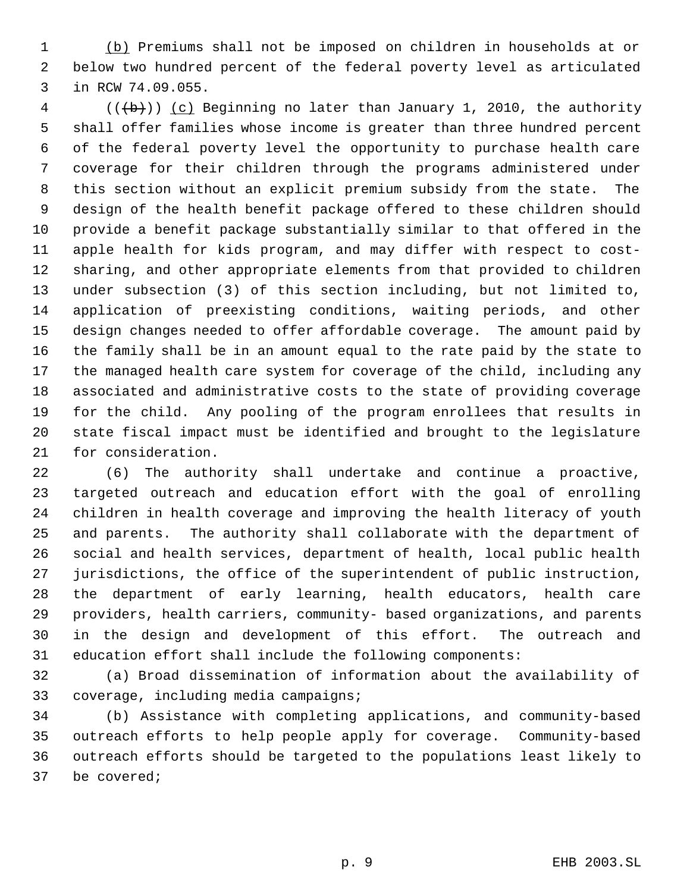(b) Premiums shall not be imposed on children in households at or below two hundred percent of the federal poverty level as articulated in RCW 74.09.055.

(((b))) (c) Beginning no later than January 1, 2010, the authority shall offer families whose income is greater than three hundred percent of the federal poverty level the opportunity to purchase health care coverage for their children through the programs administered under this section without an explicit premium subsidy from the state. The design of the health benefit package offered to these children should provide a benefit package substantially similar to that offered in the apple health for kids program, and may differ with respect to cost-sharing, and other appropriate elements from that provided to children under subsection (3) of this section including, but not limited to, application of preexisting conditions, waiting periods, and other design changes needed to offer affordable coverage. The amount paid by the family shall be in an amount equal to the rate paid by the state to the managed health care system for coverage of the child, including any associated and administrative costs to the state of providing coverage for the child. Any pooling of the program enrollees that results in state fiscal impact must be identified and brought to the legislature for consideration.

(6) The authority shall undertake and continue a proactive, targeted outreach and education effort with the goal of enrolling children in health coverage and improving the health literacy of youth and parents. The authority shall collaborate with the department of social and health services, department of health, local public health jurisdictions, the office of the superintendent of public instruction, the department of early learning, health educators, health care providers, health carriers, community- based organizations, and parents in the design and development of this effort. The outreach and education effort shall include the following components:

(a) Broad dissemination of information about the availability of coverage, including media campaigns;

(b) Assistance with completing applications, and community-based outreach efforts to help people apply for coverage. Community-based outreach efforts should be targeted to the populations least likely to be covered;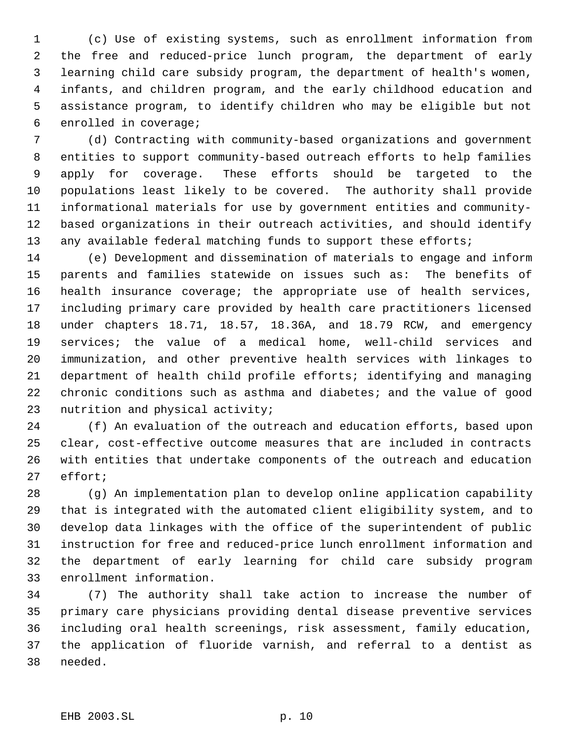(c) Use of existing systems, such as enrollment information from the free and reduced-price lunch program, the department of early learning child care subsidy program, the department of health's women, infants, and children program, and the early childhood education and assistance program, to identify children who may be eligible but not enrolled in coverage;

(d) Contracting with community-based organizations and government entities to support community-based outreach efforts to help families apply for coverage. These efforts should be targeted to the populations least likely to be covered. The authority shall provide informational materials for use by government entities and community-based organizations in their outreach activities, and should identify any available federal matching funds to support these efforts;

(e) Development and dissemination of materials to engage and inform parents and families statewide on issues such as: The benefits of health insurance coverage; the appropriate use of health services, including primary care provided by health care practitioners licensed under chapters 18.71, 18.57, 18.36A, and 18.79 RCW, and emergency services; the value of a medical home, well-child services and immunization, and other preventive health services with linkages to department of health child profile efforts; identifying and managing chronic conditions such as asthma and diabetes; and the value of good nutrition and physical activity;

(f) An evaluation of the outreach and education efforts, based upon clear, cost-effective outcome measures that are included in contracts with entities that undertake components of the outreach and education effort;

(g) An implementation plan to develop online application capability that is integrated with the automated client eligibility system, and to develop data linkages with the office of the superintendent of public instruction for free and reduced-price lunch enrollment information and the department of early learning for child care subsidy program enrollment information.

(7) The authority shall take action to increase the number of primary care physicians providing dental disease preventive services including oral health screenings, risk assessment, family education, the application of fluoride varnish, and referral to a dentist as needed.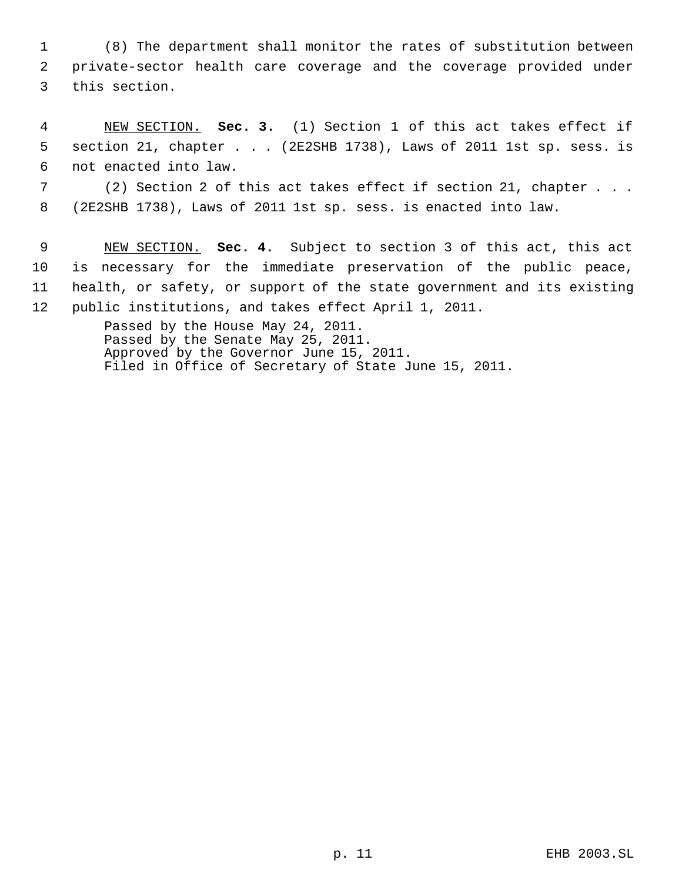(8) The department shall monitor the rates of substitution between private-sector health care coverage and the coverage provided under this section.

NEW SECTION. **Sec. 3.** (1) Section 1 of this act takes effect if section 21, chapter . . . (2E2SHB 1738), Laws of 2011 1st sp. sess. is not enacted into law.

(2) Section 2 of this act takes effect if section 21, chapter . . . (2E2SHB 1738), Laws of 2011 1st sp. sess. is enacted into law.

NEW SECTION. **Sec. 4.** Subject to section 3 of this act, this act is necessary for the immediate preservation of the public peace, health, or safety, or support of the state government and its existing public institutions, and takes effect April 1, 2011.

Passed by the House May 24, 2011.
Passed by the Senate May 25, 2011.
Approved by the Governor June 15, 2011.
Filed in Office of Secretary of State June 15, 2011.